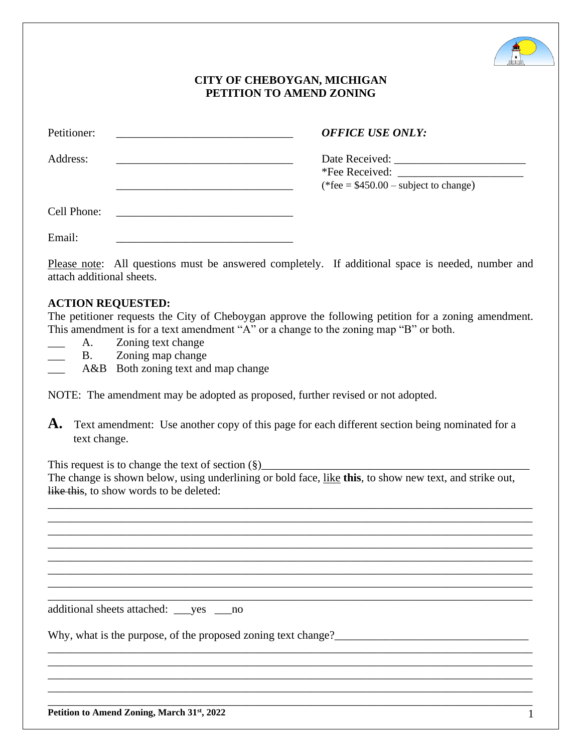# CITY OF CHEBOYGAN, MICHIGAN
# PETITION TO AMEND ZONING

Petitioner: ______________________________

Address: ______________________________

______________________________

Cell Phone: ______________________________

Email: ______________________________

***OFFICE USE ONLY:***

Date Received: ______________________

*Fee Received: ______________________

(*fee = $450.00 – subject to change)

Please note: All questions must be answered completely. If additional space is needed, number and attach additional sheets.

**ACTION REQUESTED:**

The petitioner requests the City of Cheboygan approve the following petition for a zoning amendment. This amendment is for a text amendment "A" or a change to the zoning map "B" or both.

___ A. Zoning text change

___ B. Zoning map change

___ A&B Both zoning text and map change

NOTE: The amendment may be adopted as proposed, further revised or not adopted.

**A.** Text amendment: Use another copy of this page for each different section being nominated for a text change.

This request is to change the text of section (§)______________________________________________

The change is shown below, using underlining or bold face, like **this**, to show new text, and strike out, ~~like this~~, to show words to be deleted:

____________________________________________________________________________________

____________________________________________________________________________________

____________________________________________________________________________________

____________________________________________________________________________________

____________________________________________________________________________________

____________________________________________________________________________________

____________________________________________________________________________________

____________________________________________________________________________________

additional sheets attached: ___yes ___no

Why, what is the purpose, of the proposed zoning text change?__________________________________

____________________________________________________________________________________

____________________________________________________________________________________

____________________________________________________________________________________

____________________________________________________________________________________

____________________________________________________________________________________

**Petition to Amend Zoning, March 31st, 2022**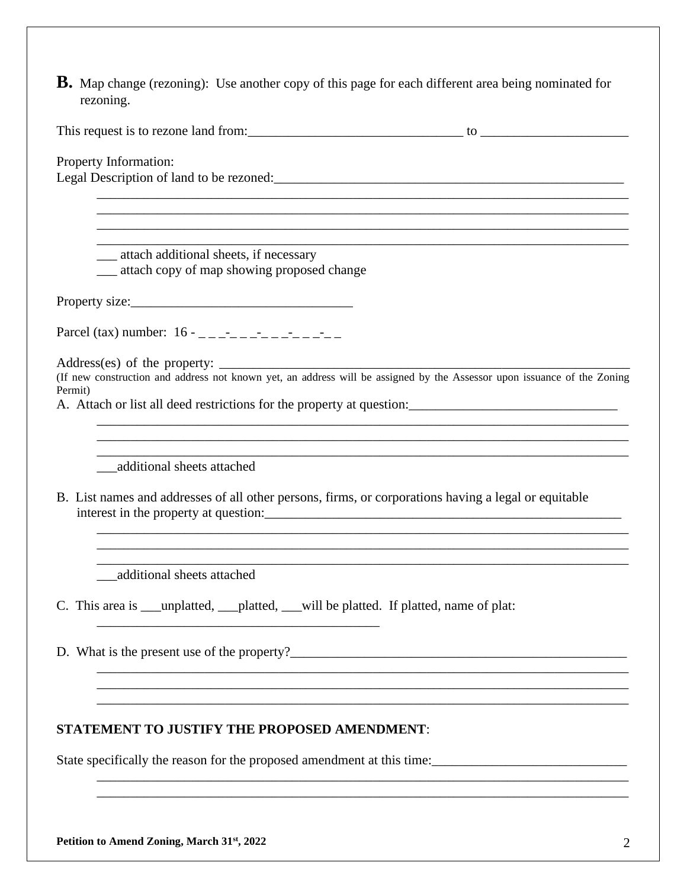**B.** Map change (rezoning): Use another copy of this page for each different area being nominated for rezoning.

This request is to rezone land from:________________________________ to ______________________

Property Information:
Legal Description of land to be rezoned:_____________________________________________________
________________________________________________________________________________
________________________________________________________________________________
________________________________________________________________________________
________________________________________________________________________________
___ attach additional sheets, if necessary
___ attach copy of map showing proposed change

Property size:_________________________________

Parcel (tax) number: 16 - _ _ _-_ _ _-_ _ _-_ _ _-_ _

Address(es) of the property: _______________________________________________________________
(If new construction and address not known yet, an address will be assigned by the Assessor upon issuance of the Zoning Permit)

A. Attach or list all deed restrictions for the property at question:_______________________________
________________________________________________________________________________
________________________________________________________________________________
________________________________________________________________________________
___additional sheets attached

B. List names and addresses of all other persons, firms, or corporations having a legal or equitable interest in the property at question:_____________________________________________________
________________________________________________________________________________
________________________________________________________________________________
________________________________________________________________________________
___additional sheets attached

C. This area is ___unplatted, ___platted, ___will be platted. If platted, name of plat:
__________________________________________

D. What is the present use of the property?_____________________________________________________
________________________________________________________________________________
________________________________________________________________________________
________________________________________________________________________________

**STATEMENT TO JUSTIFY THE PROPOSED AMENDMENT**:

State specifically the reason for the proposed amendment at this time:_____________________________
________________________________________________________________________________
________________________________________________________________________________

**Petition to Amend Zoning, March 31st, 2022**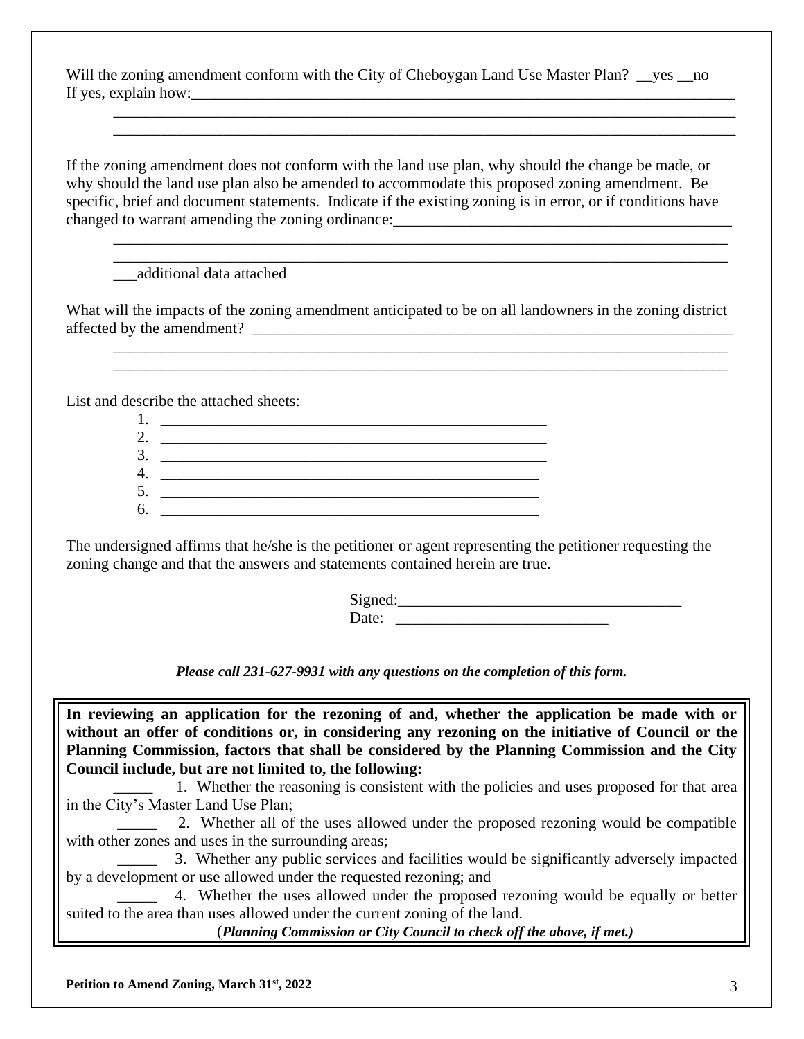Will the zoning amendment conform with the City of Cheboygan Land Use Master Plan? __yes __no
If yes, explain how:_____________________________________________________________________________

_____________________________________________________________________________

_____________________________________________________________________________

If the zoning amendment does not conform with the land use plan, why should the change be made, or why should the land use plan also be amended to accommodate this proposed zoning amendment. Be specific, brief and document statements. Indicate if the existing zoning is in error, or if conditions have changed to warrant amending the zoning ordinance:_____________________________________________

_____________________________________________________________________________

_____________________________________________________________________________

___additional data attached

What will the impacts of the zoning amendment anticipated to be on all landowners in the zoning district affected by the amendment? _________________________________________________________________

_____________________________________________________________________________

_____________________________________________________________________________

List and describe the attached sheets:

1. ___________________________________________________
2. ___________________________________________________
3. ___________________________________________________
4. ___________________________________________________
5. ___________________________________________________
6. ___________________________________________________

The undersigned affirms that he/she is the petitioner or agent representing the petitioner requesting the zoning change and that the answers and statements contained herein are true.

Signed:____________________________________

Date: ___________________________

***Please call 231-627-9931 with any questions on the completion of this form.***

**In reviewing an application for the rezoning of and, whether the application be made with or without an offer of conditions or, in considering any rezoning on the initiative of Council or the Planning Commission, factors that shall be considered by the Planning Commission and the City Council include, but are not limited to, the following:**

_____ 1. Whether the reasoning is consistent with the policies and uses proposed for that area in the City's Master Land Use Plan;

_____ 2. Whether all of the uses allowed under the proposed rezoning would be compatible with other zones and uses in the surrounding areas;

_____ 3. Whether any public services and facilities would be significantly adversely impacted by a development or use allowed under the requested rezoning; and

_____ 4. Whether the uses allowed under the proposed rezoning would be equally or better suited to the area than uses allowed under the current zoning of the land.

(***Planning Commission or City Council to check off the above, if met.)***

**Petition to Amend Zoning, March 31st, 2022**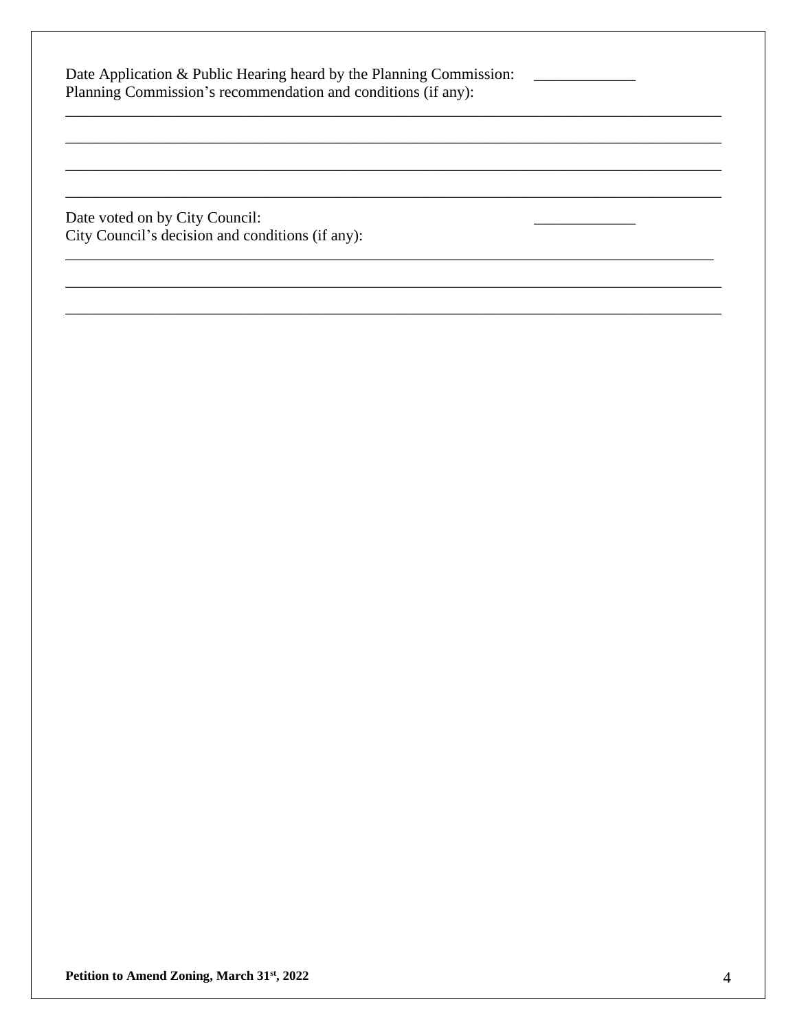Date Application & Public Hearing heard by the Planning Commission: ____________

Planning Commission's recommendation and conditions (if any):

_______________________________________________________________________________

_______________________________________________________________________________

_______________________________________________________________________________

_______________________________________________________________________________

Date voted on by City Council: ____________

City Council's decision and conditions (if any):

_______________________________________________________________________________

_______________________________________________________________________________

_______________________________________________________________________________